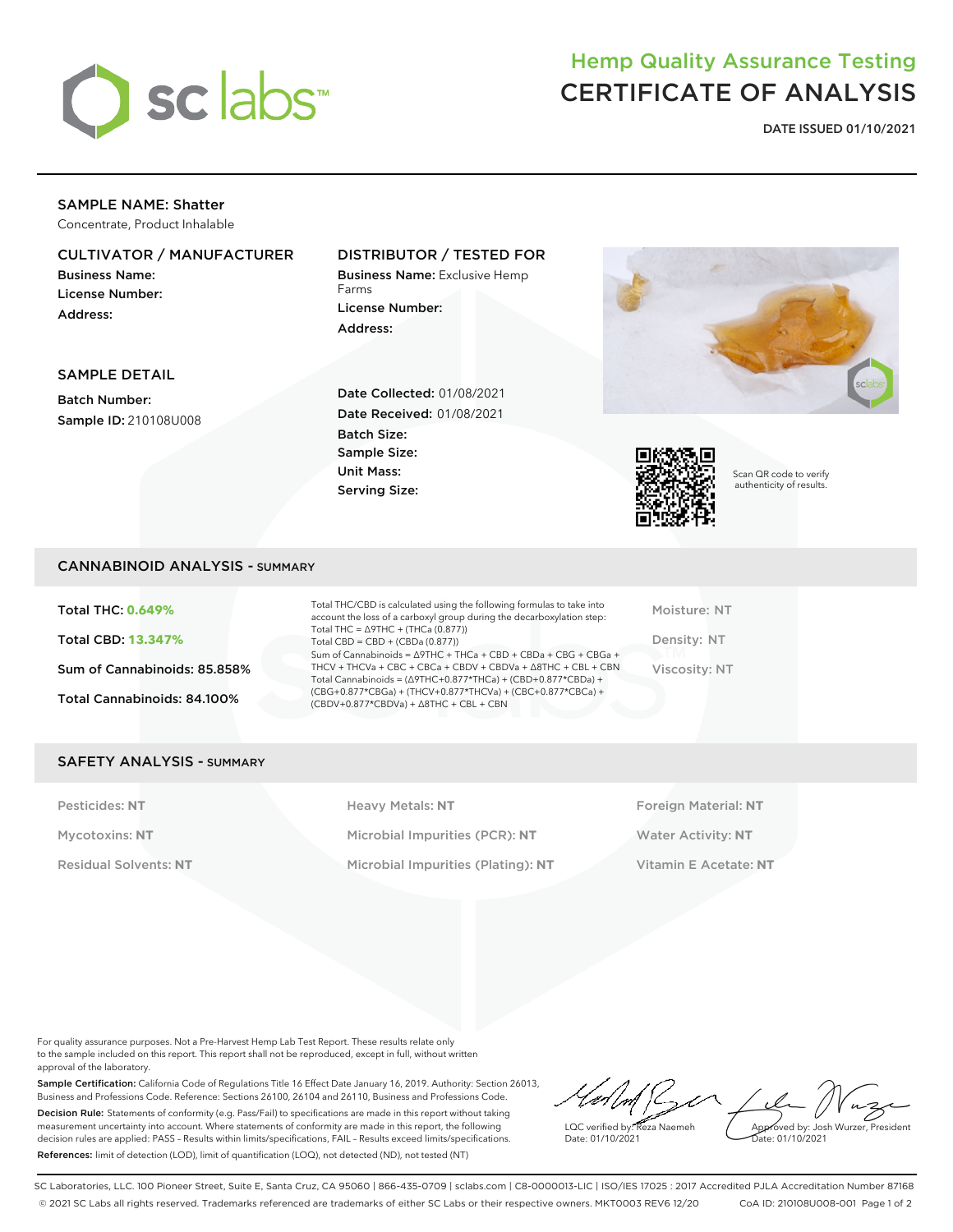# Hemp Quality Assurance Testing
# CERTIFICATE OF ANALYSIS

**DATE ISSUED 01/10/2021**

## SAMPLE NAME: Shatter

Concentrate, Product Inhalable

### CULTIVATOR / MANUFACTURER

**Business Name:**

**License Number:**

**Address:**

### DISTRIBUTOR / TESTED FOR

**Business Name:** Exclusive Hemp Farms

**License Number:**

**Address:**

### SAMPLE DETAIL

**Batch Number:**

**Sample ID:** 210108U008

**Date Collected:** 01/08/2021

**Date Received:** 01/08/2021

**Batch Size:**

**Sample Size:**

**Unit Mass:**

**Serving Size:**

Scan QR code to verify authenticity of results.

## CANNABINOID ANALYSIS - SUMMARY

**Total THC: 0.649%**

**Total CBD: 13.347%**

**Sum of Cannabinoids: 85.858%**

**Total Cannabinoids: 84.100%**

Total THC/CBD is calculated using the following formulas to take into account the loss of a carboxyl group during the decarboxylation step:
Total THC = Δ9THC + (THCa (0.877))
Total CBD = CBD + (CBDa (0.877))
Sum of Cannabinoids = Δ9THC + THCa + CBD + CBDa + CBG + CBGa + THCV + THCVa + CBC + CBCa + CBDV + CBDVa + Δ8THC + CBL + CBN
Total Cannabinoids = (Δ9THC+0.877*THCa) + (CBD+0.877*CBDa) + (CBG+0.877*CBGa) + (THCV+0.877*THCVa) + (CBC+0.877*CBCa) + (CBDV+0.877*CBDVa) + Δ8THC + CBL + CBN

Moisture: NT

Density: NT

Viscosity: NT

## SAFETY ANALYSIS - SUMMARY

| | | |
|---|---|---|
| Pesticides: **NT** | Heavy Metals: **NT** | Foreign Material: **NT** |
| Mycotoxins: **NT** | Microbial Impurities (PCR): **NT** | Water Activity: **NT** |
| Residual Solvents: **NT** | Microbial Impurities (Plating): **NT** | Vitamin E Acetate: **NT** |

For quality assurance purposes. Not a Pre-Harvest Hemp Lab Test Report. These results relate only to the sample included on this report. This report shall not be reproduced, except in full, without written approval of the laboratory.

**Sample Certification:** California Code of Regulations Title 16 Effect Date January 16, 2019. Authority: Section 26013, Business and Professions Code. Reference: Sections 26100, 26104 and 26110, Business and Professions Code.

**Decision Rule:** Statements of conformity (e.g. Pass/Fail) to specifications are made in this report without taking measurement uncertainty into account. Where statements of conformity are made in this report, the following decision rules are applied: PASS – Results within limits/specifications, FAIL – Results exceed limits/specifications.

**References:** limit of detection (LOD), limit of quantification (LOQ), not detected (ND), not tested (NT)

LQC verified by: Reza Naemeh
Date: 01/10/2021

Approved by: Josh Wurzer, President
Date: 01/10/2021

SC Laboratories, LLC. 100 Pioneer Street, Suite E, Santa Cruz, CA 95060 | 866-435-0709 | sclabs.com | C8-0000013-LIC | ISO/IES 17025 : 2017 Accredited PJLA Accreditation Number 87168
© 2021 SC Labs all rights reserved. Trademarks referenced are trademarks of either SC Labs or their respective owners. MKT0003 REV6 12/20 CoA ID: 210108U008-001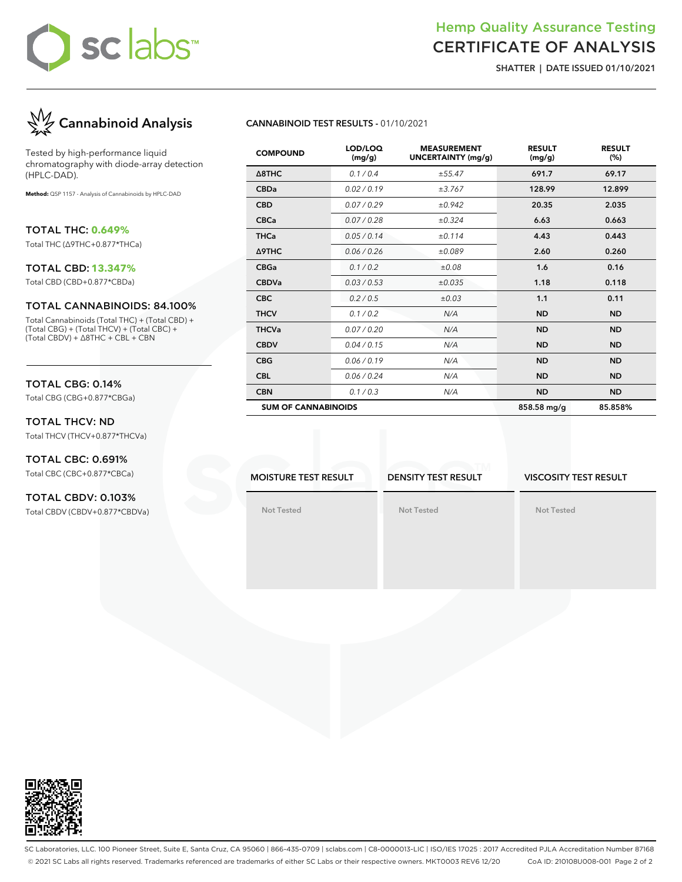# Hemp Quality Assurance Testing
# CERTIFICATE OF ANALYSIS

**SHATTER | DATE ISSUED 01/10/2021**

## Cannabinoid Analysis

Tested by high-performance liquid chromatography with diode-array detection (HPLC-DAD).

**Method:** QSP 1157 - Analysis of Cannabinoids by HPLC-DAD

**TOTAL THC: 0.649%**

Total THC (Δ9THC+0.877*THCa)

**TOTAL CBD: 13.347%**

Total CBD (CBD+0.877*CBDa)

**TOTAL CANNABINOIDS: 84.100%**

Total Cannabinoids (Total THC) + (Total CBD) + (Total CBG) + (Total THCV) + (Total CBC) + (Total CBDV) + Δ8THC + CBL + CBN

**TOTAL CBG: 0.14%**

Total CBG (CBG+0.877*CBGa)

**TOTAL THCV: ND**

Total THCV (THCV+0.877*THCVa)

**TOTAL CBC: 0.691%**

Total CBC (CBC+0.877*CBCa)

**TOTAL CBDV: 0.103%**

Total CBDV (CBDV+0.877*CBDVa)

**CANNABINOID TEST RESULTS -** 01/10/2021

| COMPOUND | LOD/LOQ (mg/g) | MEASUREMENT UNCERTAINTY (mg/g) | RESULT (mg/g) | RESULT (%) |
|---|---|---|---|---|
| Δ8THC | 0.1 / 0.4 | ±55.47 | 691.7 | 69.17 |
| CBDa | 0.02 / 0.19 | ±3.767 | 128.99 | 12.899 |
| CBD | 0.07 / 0.29 | ±0.942 | 20.35 | 2.035 |
| CBCa | 0.07 / 0.28 | ±0.324 | 6.63 | 0.663 |
| THCa | 0.05 / 0.14 | ±0.114 | 4.43 | 0.443 |
| Δ9THC | 0.06 / 0.26 | ±0.089 | 2.60 | 0.260 |
| CBGa | 0.1 / 0.2 | ±0.08 | 1.6 | 0.16 |
| CBDVa | 0.03 / 0.53 | ±0.035 | 1.18 | 0.118 |
| CBC | 0.2 / 0.5 | ±0.03 | 1.1 | 0.11 |
| THCV | 0.1 / 0.2 | N/A | ND | ND |
| THCVa | 0.07 / 0.20 | N/A | ND | ND |
| CBDV | 0.04 / 0.15 | N/A | ND | ND |
| CBG | 0.06 / 0.19 | N/A | ND | ND |
| CBL | 0.06 / 0.24 | N/A | ND | ND |
| CBN | 0.1 / 0.3 | N/A | ND | ND |
| **SUM OF CANNABINOIDS** | | | 858.58 mg/g | 85.858% |

| MOISTURE TEST RESULT | DENSITY TEST RESULT | VISCOSITY TEST RESULT |
|---|---|---|
| Not Tested | Not Tested | Not Tested |

SC Laboratories, LLC. 100 Pioneer Street, Suite E, Santa Cruz, CA 95060 | 866-435-0709 | sclabs.com | C8-0000013-LIC | ISO/IES 17025 : 2017 Accredited PJLA Accreditation Number 87168

© 2021 SC Labs all rights reserved. Trademarks referenced are trademarks of either SC Labs or their respective owners. MKT0003 REV6 12/20 CoA ID: 210108U008-001